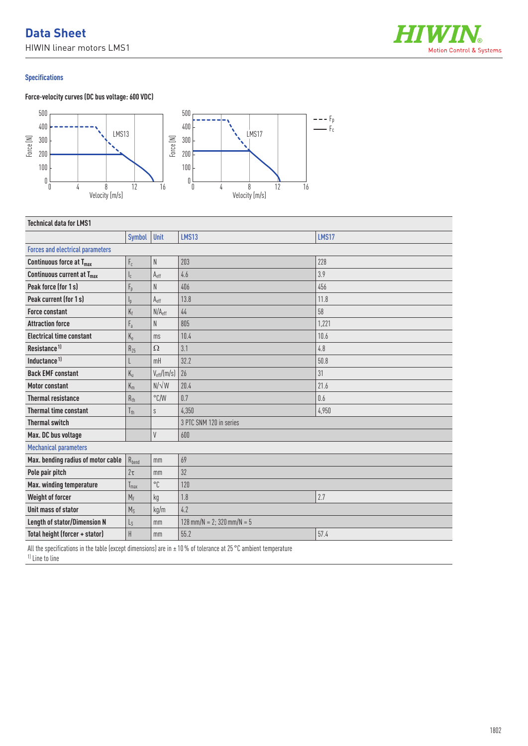# Data Sheet

HIWIN linear motors LMS1

## Specifications

### Force-velocity curves (DC bus voltage: 600 VDC)

| Technical data for LMS1 | | | | |
|---|---|---|---|---|
| | Symbol | Unit | LMS13 | LMS17 |
| **Forces and electrical parameters** | | | | |
| Continuous force at $T_{max}$ | $F_c$ | N | 203 | 228 |
| Continuous current at $T_{max}$ | $I_c$ | $A_{eff}$ | 4.6 | 3.9 |
| Peak force (for 1 s) | $F_p$ | N | 406 | 456 |
| Peak current (for 1 s) | $I_p$ | $A_{eff}$ | 13.8 | 11.8 |
| Force constant | $K_f$ | $N/A_{eff}$ | 44 | 58 |
| Attraction force | $F_a$ | N | 805 | 1,221 |
| Electrical time constant | $K_e$ | ms | 10.4 | 10.6 |
| Resistance [1] | $R_{25}$ | Ω | 3.1 | 4.8 |
| Inductance [1] | L | mH | 32.2 | 50.8 |
| Back EMF constant | $K_u$ | $V_{eff}/(m/s)$ | 26 | 31 |
| Motor constant | $K_m$ | $N/\sqrt{W}$ | 20.4 | 21.6 |
| Thermal resistance | $R_{th}$ | °C/W | 0.7 | 0.6 |
| Thermal time constant | $T_{th}$ | s | 4,350 | 4,950 |
| Thermal switch | | | 3 PTC SNM 120 in series | |
| Max. DC bus voltage | | V | 600 | |
| **Mechanical parameters** | | | | |
| Max. bending radius of motor cable | $R_{bend}$ | mm | 69 | |
| Pole pair pitch | $2\tau$ | mm | 32 | |
| Max. winding temperature | $T_{max}$ | °C | 120 | |
| Weight of forcer | $M_F$ | kg | 1.8 | 2.7 |
| Unit mass of stator | $M_S$ | kg/m | 4.2 | |
| Length of stator/Dimension N | $L_S$ | mm | 128 mm/N = 2; 320 mm/N = 5 | |
| Total height (forcer + stator) | H | mm | 55.2 | 57.4 |

All the specifications in the table (except dimensions) are in ± 10 % of tolerance at 25 °C ambient temperature

[1] Line to line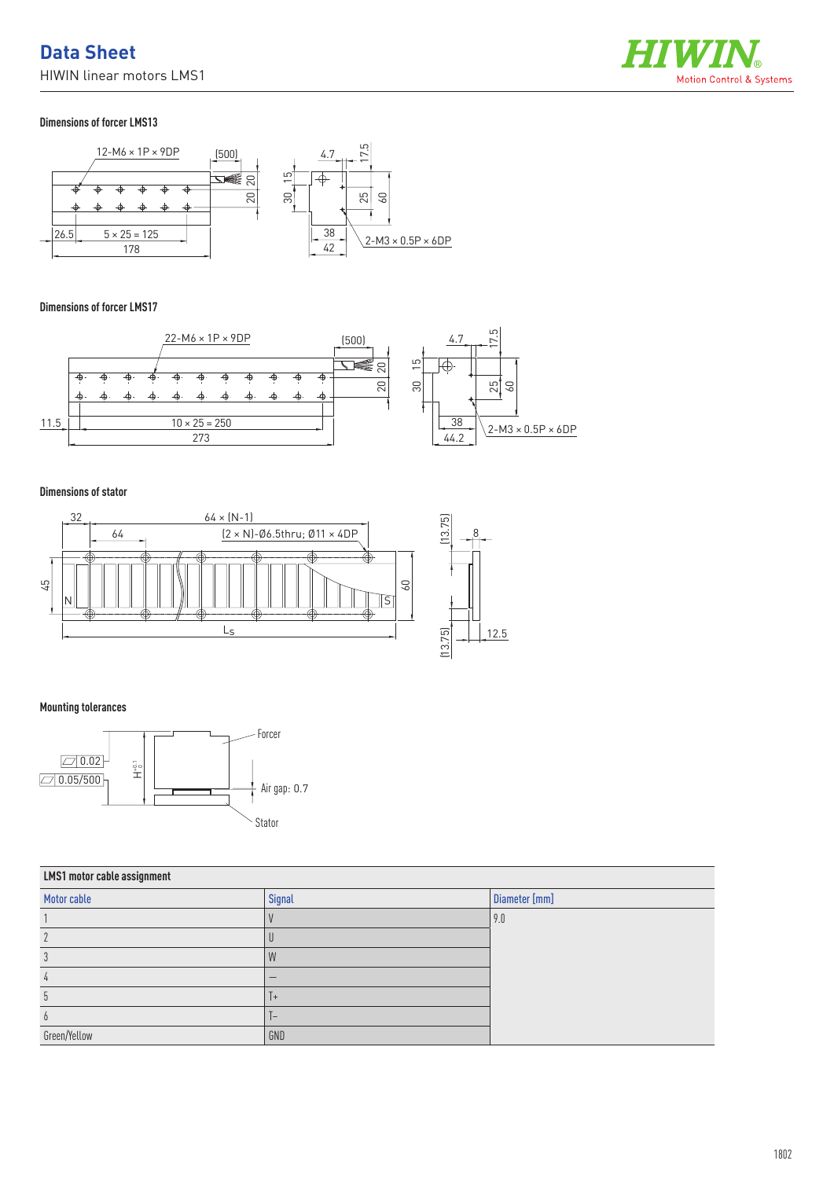## Dimensions of forcer LMS13

12-M6 × 1P × 9DP

(500)

20

20

26.5

5 × 25 = 125

178

4.7

17.5

30

15

25

60

38

42

2-M3 × 0.5P × 6DP

## Dimensions of forcer LMS17

22-M6 × 1P × 9DP

(500)

20

20

11.5

10 × 25 = 250

273

4.7

17.5

15

30

25

60

38

44.2

2-M3 × 0.5P × 6DP

## Dimensions of stator

32

64 × (N-1)

64

(2 × N)-Ø6.5thru; Ø11 × 4DP

45

N

S

60

$L_S$

(13.75)

8

(13.75)

12.5

## Mounting tolerances

0.02

0.05/500

$H^{\pm 0.1}_{0}$

Forcer

Air gap: 0.7

Stator

| LMS1 motor cable assignment | | |
|---|---|---|
| Motor cable | Signal | Diameter [mm] |
| 1 | V | 9.0 |
| 2 | U | |
| 3 | W | |
| 4 | – | |
| 5 | T+ | |
| 6 | T– | |
| Green/Yellow | GND | |